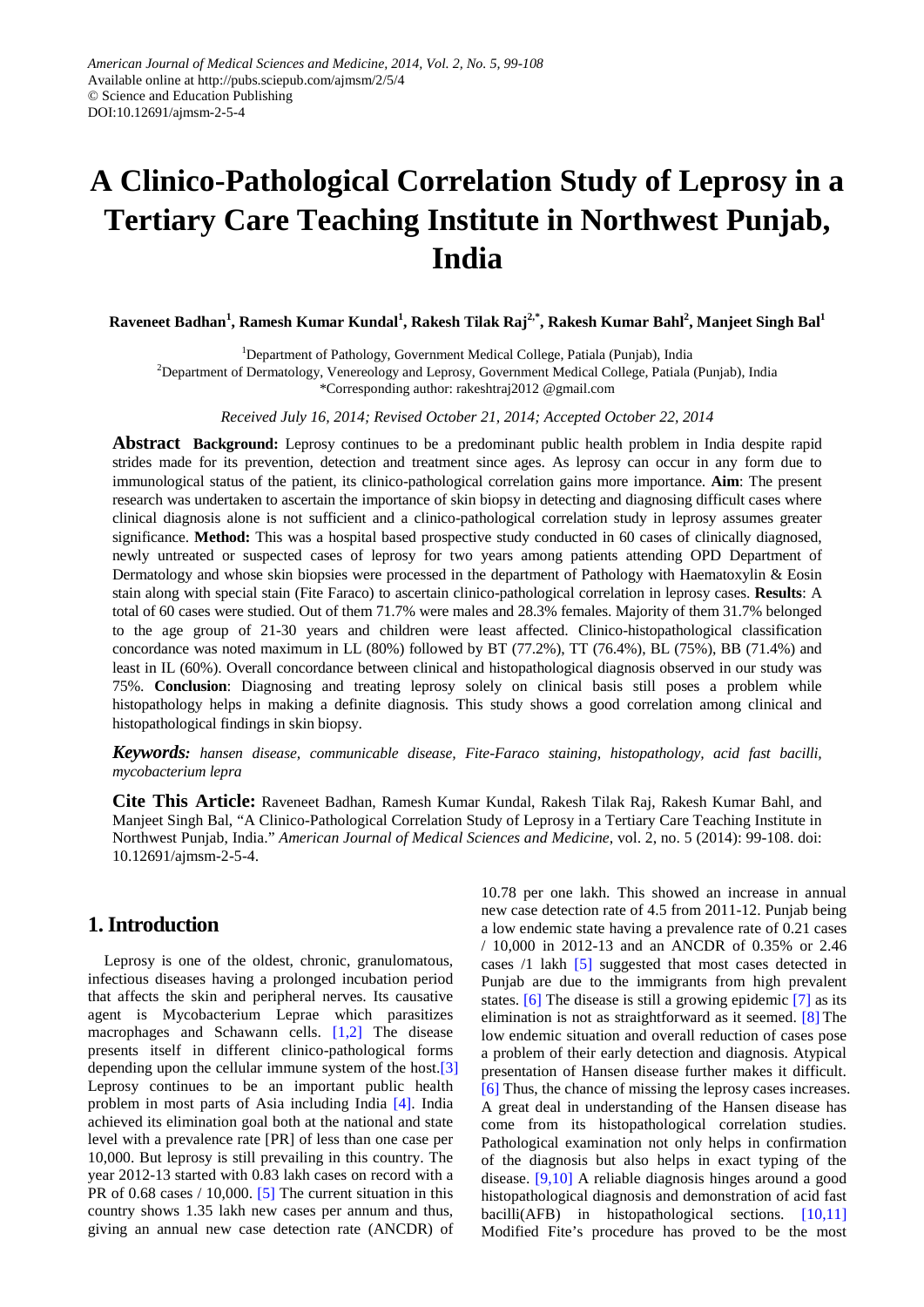American Journal of Medical Sciences and Medicine, 2014, Vol. 2, No. 5, 99-108
Available online at http://pubs.sciepub.com/ajmsm/2/5/4
© Science and Education Publishing
DOI:10.12691/ajmsm-2-5-4

# A Clinico-Pathological Correlation Study of Leprosy in a Tertiary Care Teaching Institute in Northwest Punjab, India

**Raveneet Badhan[1], Ramesh Kumar Kundal[1], Rakesh Tilak Raj[2,*], Rakesh Kumar Bahl[2], Manjeet Singh Bal[1]**

[1]Department of Pathology, Government Medical College, Patiala (Punjab), India
[2]Department of Dermatology, Venereology and Leprosy, Government Medical College, Patiala (Punjab), India
*Corresponding author: rakeshtraj2012 @gmail.com

*Received July 16, 2014; Revised October 21, 2014; Accepted October 22, 2014*

**Abstract** **Background:** Leprosy continues to be a predominant public health problem in India despite rapid strides made for its prevention, detection and treatment since ages. As leprosy can occur in any form due to immunological status of the patient, its clinico-pathological correlation gains more importance. **Aim**: The present research was undertaken to ascertain the importance of skin biopsy in detecting and diagnosing difficult cases where clinical diagnosis alone is not sufficient and a clinico-pathological correlation study in leprosy assumes greater significance. **Method:** This was a hospital based prospective study conducted in 60 cases of clinically diagnosed, newly untreated or suspected cases of leprosy for two years among patients attending OPD Department of Dermatology and whose skin biopsies were processed in the department of Pathology with Haematoxylin & Eosin stain along with special stain (Fite Faraco) to ascertain clinico-pathological correlation in leprosy cases. **Results**: A total of 60 cases were studied. Out of them 71.7% were males and 28.3% females. Majority of them 31.7% belonged to the age group of 21-30 years and children were least affected. Clinico-histopathological classification concordance was noted maximum in LL (80%) followed by BT (77.2%), TT (76.4%), BL (75%), BB (71.4%) and least in IL (60%). Overall concordance between clinical and histopathological diagnosis observed in our study was 75%. **Conclusion**: Diagnosing and treating leprosy solely on clinical basis still poses a problem while histopathology helps in making a definite diagnosis. This study shows a good correlation among clinical and histopathological findings in skin biopsy.

***Keywords:*** *hansen disease, communicable disease, Fite-Faraco staining, histopathology, acid fast bacilli, mycobacterium lepra*

**Cite This Article:** Raveneet Badhan, Ramesh Kumar Kundal, Rakesh Tilak Raj, Rakesh Kumar Bahl, and Manjeet Singh Bal, "A Clinico-Pathological Correlation Study of Leprosy in a Tertiary Care Teaching Institute in Northwest Punjab, India." *American Journal of Medical Sciences and Medicine*, vol. 2, no. 5 (2014): 99-108. doi: 10.12691/ajmsm-2-5-4.

## 1. Introduction

Leprosy is one of the oldest, chronic, granulomatous, infectious diseases having a prolonged incubation period that affects the skin and peripheral nerves. Its causative agent is Mycobacterium Leprae which parasitizes macrophages and Schawann cells. [1,2] The disease presents itself in different clinico-pathological forms depending upon the cellular immune system of the host.[3] Leprosy continues to be an important public health problem in most parts of Asia including India [4]. India achieved its elimination goal both at the national and state level with a prevalence rate [PR] of less than one case per 10,000. But leprosy is still prevailing in this country. The year 2012-13 started with 0.83 lakh cases on record with a PR of 0.68 cases / 10,000. [5] The current situation in this country shows 1.35 lakh new cases per annum and thus, giving an annual new case detection rate (ANCDR) of 10.78 per one lakh. This showed an increase in annual new case detection rate of 4.5 from 2011-12. Punjab being a low endemic state having a prevalence rate of 0.21 cases / 10,000 in 2012-13 and an ANCDR of 0.35% or 2.46 cases /1 lakh [5] suggested that most cases detected in Punjab are due to the immigrants from high prevalent states. [6] The disease is still a growing epidemic [7] as its elimination is not as straightforward as it seemed. [8] The low endemic situation and overall reduction of cases pose a problem of their early detection and diagnosis. Atypical presentation of Hansen disease further makes it difficult. [6] Thus, the chance of missing the leprosy cases increases. A great deal in understanding of the Hansen disease has come from its histopathological correlation studies. Pathological examination not only helps in confirmation of the diagnosis but also helps in exact typing of the disease. [9,10] A reliable diagnosis hinges around a good histopathological diagnosis and demonstration of acid fast bacilli(AFB) in histopathological sections. [10,11] Modified Fite's procedure has proved to be the most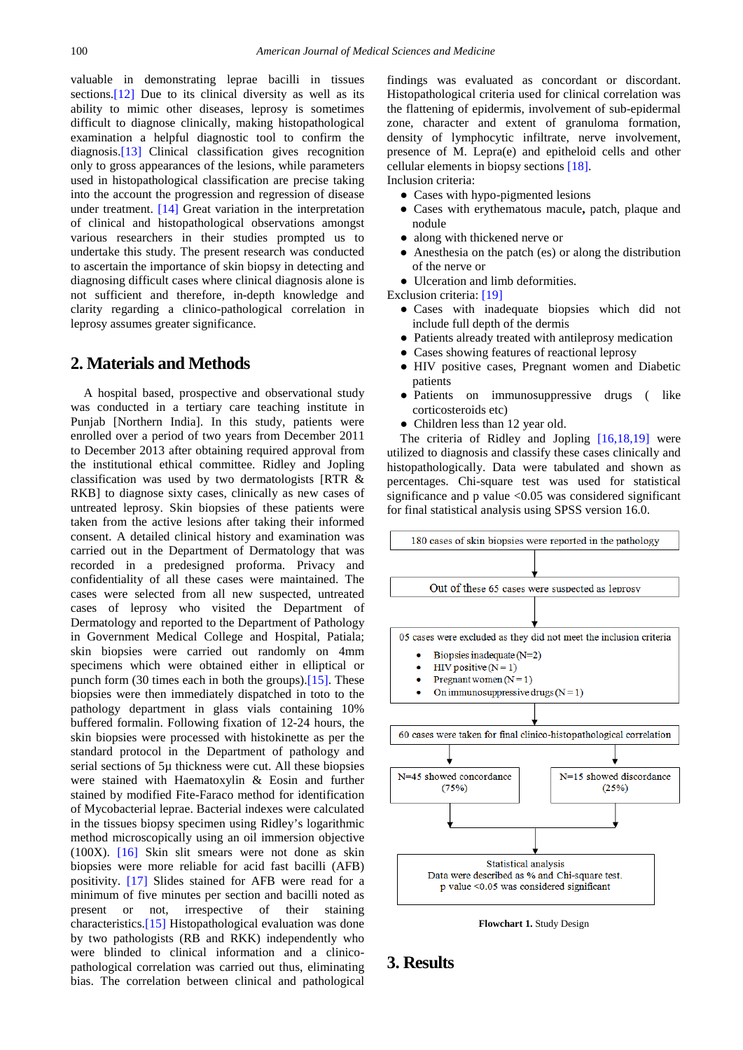valuable in demonstrating leprae bacilli in tissues sections.[12] Due to its clinical diversity as well as its ability to mimic other diseases, leprosy is sometimes difficult to diagnose clinically, making histopathological examination a helpful diagnostic tool to confirm the diagnosis.[13] Clinical classification gives recognition only to gross appearances of the lesions, while parameters used in histopathological classification are precise taking into the account the progression and regression of disease under treatment. [14] Great variation in the interpretation of clinical and histopathological observations amongst various researchers in their studies prompted us to undertake this study. The present research was conducted to ascertain the importance of skin biopsy in detecting and diagnosing difficult cases where clinical diagnosis alone is not sufficient and therefore, in-depth knowledge and clarity regarding a clinico-pathological correlation in leprosy assumes greater significance.

## 2. Materials and Methods

A hospital based, prospective and observational study was conducted in a tertiary care teaching institute in Punjab [Northern India]. In this study, patients were enrolled over a period of two years from December 2011 to December 2013 after obtaining required approval from the institutional ethical committee. Ridley and Jopling classification was used by two dermatologists [RTR & RKB] to diagnose sixty cases, clinically as new cases of untreated leprosy. Skin biopsies of these patients were taken from the active lesions after taking their informed consent. A detailed clinical history and examination was carried out in the Department of Dermatology that was recorded in a predesigned proforma. Privacy and confidentiality of all these cases were maintained. The cases were selected from all new suspected, untreated cases of leprosy who visited the Department of Dermatology and reported to the Department of Pathology in Government Medical College and Hospital, Patiala; skin biopsies were carried out randomly on 4mm specimens which were obtained either in elliptical or punch form (30 times each in both the groups).[15]. These biopsies were then immediately dispatched in toto to the pathology department in glass vials containing 10% buffered formalin. Following fixation of 12-24 hours, the skin biopsies were processed with histokinette as per the standard protocol in the Department of pathology and serial sections of 5μ thickness were cut. All these biopsies were stained with Haematoxylin & Eosin and further stained by modified Fite-Faraco method for identification of Mycobacterial leprae. Bacterial indexes were calculated in the tissues biopsy specimen using Ridley's logarithmic method microscopically using an oil immersion objective (100X). [16] Skin slit smears were not done as skin biopsies were more reliable for acid fast bacilli (AFB) positivity. [17] Slides stained for AFB were read for a minimum of five minutes per section and bacilli noted as present or not, irrespective of their staining characteristics.[15] Histopathological evaluation was done by two pathologists (RB and RKK) independently who were blinded to clinical information and a clinico-pathological correlation was carried out thus, eliminating bias. The correlation between clinical and pathological findings was evaluated as concordant or discordant. Histopathological criteria used for clinical correlation was the flattening of epidermis, involvement of sub-epidermal zone, character and extent of granuloma formation, density of lymphocytic infiltrate, nerve involvement, presence of M. Lepra(e) and epitheloid cells and other cellular elements in biopsy sections [18].

Inclusion criteria:

- Cases with hypo-pigmented lesions
- Cases with erythematous macule, patch, plaque and nodule
- along with thickened nerve or
- Anesthesia on the patch (es) or along the distribution of the nerve or
- Ulceration and limb deformities.

Exclusion criteria: [19]

- Cases with inadequate biopsies which did not include full depth of the dermis
- Patients already treated with antileprosy medication
- Cases showing features of reactional leprosy
- HIV positive cases, Pregnant women and Diabetic patients
- Patients on immunosuppressive drugs ( like corticosteroids etc)
- Children less than 12 year old.

The criteria of Ridley and Jopling [16,18,19] were utilized to diagnosis and classify these cases clinically and histopathologically. Data were tabulated and shown as percentages. Chi-square test was used for statistical significance and p value <0.05 was considered significant for final statistical analysis using SPSS version 16.0.

180 cases of skin biopsies were reported in the pathology
↓
Out of these 65 cases were suspected as leprosy
↓
05 cases were excluded as they did not meet the inclusion criteria
- Biopsies inadequate (N=2)
- HIV positive (N = 1)
- Pregnant women (N = 1)
- On immunosuppressive drugs (N = 1)

↓
60 cases were taken for final clinico-histopathological correlation
↓
N=45 showed concordance (75%) | N=15 showed discordance (25%)
↓
Statistical analysis
Data were described as % and Chi-square test.
p value <0.05 was considered significant

**Flowchart 1.** Study Design

## 3. Results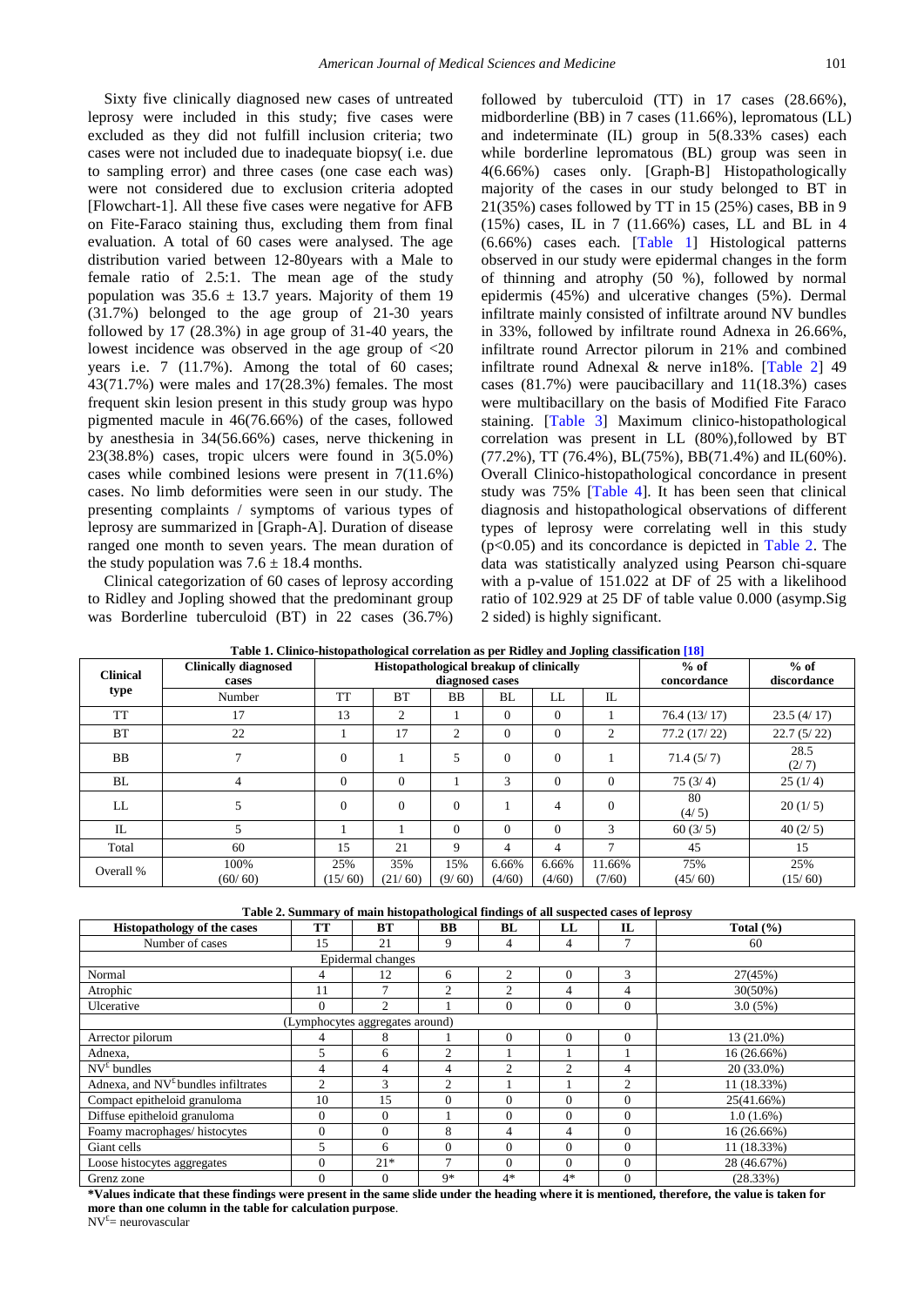Sixty five clinically diagnosed new cases of untreated leprosy were included in this study; five cases were excluded as they did not fulfill inclusion criteria; two cases were not included due to inadequate biopsy( i.e. due to sampling error) and three cases (one case each was) were not considered due to exclusion criteria adopted [Flowchart-1]. All these five cases were negative for AFB on Fite-Faraco staining thus, excluding them from final evaluation. A total of 60 cases were analysed. The age distribution varied between 12-80years with a Male to female ratio of 2.5:1. The mean age of the study population was 35.6 ± 13.7 years. Majority of them 19 (31.7%) belonged to the age group of 21-30 years followed by 17 (28.3%) in age group of 31-40 years, the lowest incidence was observed in the age group of <20 years i.e. 7 (11.7%). Among the total of 60 cases; 43(71.7%) were males and 17(28.3%) females. The most frequent skin lesion present in this study group was hypo pigmented macule in 46(76.66%) of the cases, followed by anesthesia in 34(56.66%) cases, nerve thickening in 23(38.8%) cases, tropic ulcers were found in 3(5.0%) cases while combined lesions were present in 7(11.6%) cases. No limb deformities were seen in our study. The presenting complaints / symptoms of various types of leprosy are summarized in [Graph-A]. Duration of disease ranged one month to seven years. The mean duration of the study population was 7.6 ± 18.4 months.

Clinical categorization of 60 cases of leprosy according to Ridley and Jopling showed that the predominant group was Borderline tuberculoid (BT) in 22 cases (36.7%) followed by tuberculoid (TT) in 17 cases (28.66%), midborderline (BB) in 7 cases (11.66%), lepromatous (LL) and indeterminate (IL) group in 5(8.33% cases) each while borderline lepromatous (BL) group was seen in 4(6.66%) cases only. [Graph-B] Histopathologically majority of the cases in our study belonged to BT in 21(35%) cases followed by TT in 15 (25%) cases, BB in 9 (15%) cases, IL in 7 (11.66%) cases, LL and BL in 4 (6.66%) cases each. [Table 1] Histological patterns observed in our study were epidermal changes in the form of thinning and atrophy (50 %), followed by normal epidermis (45%) and ulcerative changes (5%). Dermal infiltrate mainly consisted of infiltrate around NV bundles in 33%, followed by infiltrate round Adnexa in 26.66%, infiltrate round Arrector pilorum in 21% and combined infiltrate round Adnexal & nerve in18%. [Table 2] 49 cases (81.7%) were paucibacillary and 11(18.3%) cases were multibacillary on the basis of Modified Fite Faraco staining. [Table 3] Maximum clinico-histopathological correlation was present in LL (80%),followed by BT (77.2%), TT (76.4%), BL(75%), BB(71.4%) and IL(60%). Overall Clinico-histopathological concordance in present study was 75% [Table 4]. It has been seen that clinical diagnosis and histopathological observations of different types of leprosy were correlating well in this study (p<0.05) and its concordance is depicted in Table 2. The data was statistically analyzed using Pearson chi-square with a p-value of 151.022 at DF of 25 with a likelihood ratio of 102.929 at 25 DF of table value 0.000 (asymp.Sig 2 sided) is highly significant.

**Table 1. Clinico-histopathological correlation as per Ridley and Jopling classification [18]**

| Clinical type | Clinically diagnosed cases | Histopathological breakup of clinically diagnosed cases | | | | | | % of concordance | % of discordance |
|---|---|---|---|---|---|---|---|---|---|
| | Number | TT | BT | BB | BL | LL | IL | | |
| TT | 17 | 13 | 2 | 1 | 0 | 0 | 1 | 76.4 (13/ 17) | 23.5 (4/ 17) |
| BT | 22 | 1 | 17 | 2 | 0 | 0 | 2 | 77.2 (17/ 22) | 22.7 (5/ 22) |
| BB | 7 | 0 | 1 | 5 | 0 | 0 | 1 | 71.4 (5/ 7) | 28.5 (2/ 7) |
| BL | 4 | 0 | 0 | 1 | 3 | 0 | 0 | 75 (3/ 4) | 25 (1/ 4) |
| LL | 5 | 0 | 0 | 0 | 1 | 4 | 0 | 80 (4/ 5) | 20 (1/ 5) |
| IL | 5 | 1 | 1 | 0 | 0 | 0 | 3 | 60 (3/ 5) | 40 (2/ 5) |
| Total | 60 | 15 | 21 | 9 | 4 | 4 | 7 | 45 | 15 |
| Overall % | 100% (60/ 60) | 25% (15/ 60) | 35% (21/ 60) | 15% (9/ 60) | 6.66% (4/60) | 6.66% (4/60) | 11.66% (7/60) | 75% (45/ 60) | 25% (15/ 60) |

**Table 2. Summary of main histopathological findings of all suspected cases of leprosy**

| Histopathology of the cases | TT | BT | BB | BL | LL | IL | Total (%) |
|---|---|---|---|---|---|---|---|
| Number of cases | 15 | 21 | 9 | 4 | 4 | 7 | 60 |
| Epidermal changes | | | | | | | |
| Normal | 4 | 12 | 6 | 2 | 0 | 3 | 27(45%) |
| Atrophic | 11 | 7 | 2 | 2 | 4 | 4 | 30(50%) |
| Ulcerative | 0 | 2 | 1 | 0 | 0 | 0 | 3.0 (5%) |
| (Lymphocytes aggregates around) | | | | | | | |
| Arrector pilorum | 4 | 8 | 1 | 0 | 0 | 0 | 13 (21.0%) |
| Adnexa, | 5 | 6 | 2 | 1 | 1 | 1 | 16 (26.66%) |
| NV£ bundles | 4 | 4 | 4 | 2 | 2 | 4 | 20 (33.0%) |
| Adnexa, and NV£ bundles infiltrates | 2 | 3 | 2 | 1 | 1 | 2 | 11 (18.33%) |
| Compact epitheloid granuloma | 10 | 15 | 0 | 0 | 0 | 0 | 25(41.66%) |
| Diffuse epitheloid granuloma | 0 | 0 | 1 | 0 | 0 | 0 | 1.0 (1.6%) |
| Foamy macrophages/ histocytes | 0 | 0 | 8 | 4 | 4 | 0 | 16 (26.66%) |
| Giant cells | 5 | 6 | 0 | 0 | 0 | 0 | 11 (18.33%) |
| Loose histocytes aggregates | 0 | 21* | 7 | 0 | 0 | 0 | 28 (46.67%) |
| Grenz zone | 0 | 0 | 9* | 4* | 4* | 0 | (28.33%) |

**\*Values indicate that these findings were present in the same slide under the heading where it is mentioned, therefore, the value is taken for more than one column in the table for calculation purpose**.

NV£= neurovascular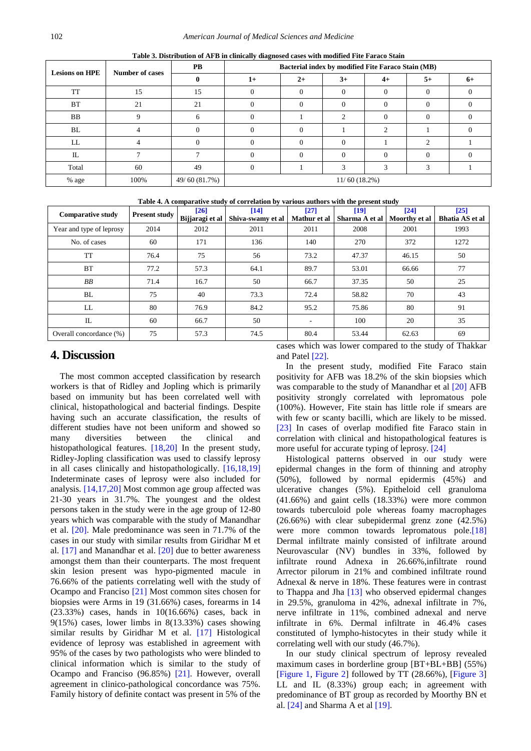**Table 3. Distribution of AFB in clinically diagnosed cases with modified Fite Faraco Stain**

| Lesions on HPE | Number of cases | PB | Bacterial index by modified Fite Faraco Stain (MB) | | | | | |
|---|---|---|---|---|---|---|---|---|
| | | 0 | 1+ | 2+ | 3+ | 4+ | 5+ | 6+ |
| TT | 15 | 15 | 0 | 0 | 0 | 0 | 0 | 0 |
| BT | 21 | 21 | 0 | 0 | 0 | 0 | 0 | 0 |
| BB | 9 | 6 | 0 | 1 | 2 | 0 | 0 | 0 |
| BL | 4 | 0 | 0 | 0 | 1 | 2 | 1 | 0 |
| LL | 4 | 0 | 0 | 0 | 0 | 1 | 2 | 1 |
| IL | 7 | 7 | 0 | 0 | 0 | 0 | 0 | 0 |
| Total | 60 | 49 | 0 | 1 | 3 | 3 | 3 | 1 |
| % age | 100% | 49/ 60 (81.7%) | 11/ 60 (18.2%) | | | | | |

**Table 4. A comparative study of correlation by various authors with the present study**

| Comparative study | Present study | [26] Bijjaragi et al | [14] Shiva-swamy et al | [27] Mathur et al | [19] Sharma A et al | [24] Moorthy et al | [25] Bhatia AS et al |
|---|---|---|---|---|---|---|---|
| Year and type of leprosy | 2014 | 2012 | 2011 | 2011 | 2008 | 2001 | 1993 |
| No. of cases | 60 | 171 | 136 | 140 | 270 | 372 | 1272 |
| TT | 76.4 | 75 | 56 | 73.2 | 47.37 | 46.15 | 50 |
| BT | 77.2 | 57.3 | 64.1 | 89.7 | 53.01 | 66.66 | 77 |
| *BB* | 71.4 | 16.7 | 50 | 66.7 | 37.35 | 50 | 25 |
| BL | 75 | 40 | 73.3 | 72.4 | 58.82 | 70 | 43 |
| LL | 80 | 76.9 | 84.2 | 95.2 | 75.86 | 80 | 91 |
| IL | 60 | 66.7 | 50 | - | 100 | 20 | 35 |
| Overall concordance (%) | 75 | 57.3 | 74.5 | 80.4 | 53.44 | 62.63 | 69 |

## 4. Discussion

The most common accepted classification by research workers is that of Ridley and Jopling which is primarily based on immunity but has been correlated well with clinical, histopathological and bacterial findings. Despite having such an accurate classification, the results of different studies have not been uniform and showed so many diversities between the clinical and histopathological features. [18,20] In the present study, Ridley-Jopling classification was used to classify leprosy in all cases clinically and histopathologically. [16,18,19] Indeterminate cases of leprosy were also included for analysis. [14,17,20] Most common age group affected was 21-30 years in 31.7%. The youngest and the oldest persons taken in the study were in the age group of 12-80 years which was comparable with the study of Manandhar et al. [20]. Male predominance was seen in 71.7% of the cases in our study with similar results from Giridhar M et al. [17] and Manandhar et al. [20] due to better awareness amongst them than their counterparts. The most frequent skin lesion present was hypo-pigmented macule in 76.66% of the patients correlating well with the study of Ocampo and Franciso [21] Most common sites chosen for biopsies were Arms in 19 (31.66%) cases, forearms in 14 (23.33%) cases, hands in 10(16.66%) cases, back in 9(15%) cases, lower limbs in 8(13.33%) cases showing similar results by Giridhar M et al. [17] Histological evidence of leprosy was established in agreement with 95% of the cases by two pathologists who were blinded to clinical information which is similar to the study of Ocampo and Franciso (96.85%) [21]. However, overall agreement in clinico-pathological concordance was 75%. Family history of definite contact was present in 5% of the cases which was lower compared to the study of Thakkar and Patel [22].

In the present study, modified Fite Faraco stain positivity for AFB was 18.2% of the skin biopsies which was comparable to the study of Manandhar et al [20] AFB positivity strongly correlated with lepromatous pole (100%). However, Fite stain has little role if smears are with few or scanty bacilli, which are likely to be missed. [23] In cases of overlap modified fite Faraco stain in correlation with clinical and histopathological features is more useful for accurate typing of leprosy. [24]

Histological patterns observed in our study were epidermal changes in the form of thinning and atrophy (50%), followed by normal epidermis (45%) and ulcerative changes (5%). Epitheloid cell granuloma (41.66%) and gaint cells (18.33%) were more common towards tuberculoid pole whereas foamy macrophages (26.66%) with clear subepidermal grenz zone (42.5%) were more common towards lepromatous pole.[18] Dermal infiltrate mainly consisted of infiltrate around Neurovascular (NV) bundles in 33%, followed by infiltrate round Adnexa in 26.66%,infiltrate round Arrector pilorum in 21% and combined infiltrate round Adnexal & nerve in 18%. These features were in contrast to Thappa and Jha [13] who observed epidermal changes in 29.5%, granuloma in 42%, adnexal infiltrate in 7%, nerve infiltrate in 11%, combined adnexal and nerve infiltrate in 6%. Dermal infiltrate in 46.4% cases constituted of lympho-histocytes in their study while it correlating well with our study (46.7%).

In our study clinical spectrum of leprosy revealed maximum cases in borderline group [BT+BL+BB] (55%) [Figure 1, Figure 2] followed by TT (28.66%), [Figure 3] LL and IL (8.33%) group each; in agreement with predominance of BT group as recorded by Moorthy BN et al. [24] and Sharma A et al [19].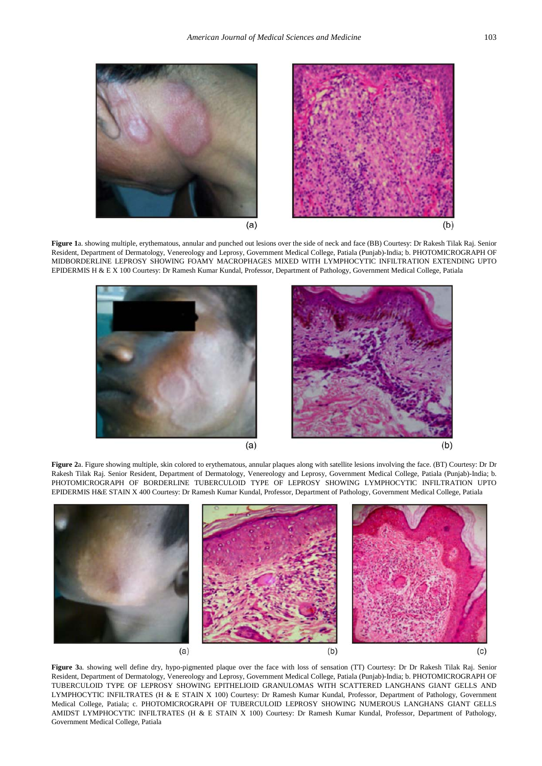(a)

(b)

**Figure 1**a. showing multiple, erythematous, annular and punched out lesions over the side of neck and face (BB) Courtesy: Dr Rakesh Tilak Raj. Senior Resident, Department of Dermatology, Venereology and Leprosy, Government Medical College, Patiala (Punjab)-India; b. PHOTOMICROGRAPH OF MIDBORDERLINE LEPROSY SHOWING FOAMY MACROPHAGES MIXED WITH LYMPHOCYTIC INFILTRATION EXTENDING UPTO EPIDERMIS H & E X 100 Courtesy: Dr Ramesh Kumar Kundal, Professor, Department of Pathology, Government Medical College, Patiala

(a)

(b)

**Figure 2**a. Figure showing multiple, skin colored to erythematous, annular plaques along with satellite lesions involving the face. (BT) Courtesy: Dr Dr Rakesh Tilak Raj. Senior Resident, Department of Dermatology, Venereology and Leprosy, Government Medical College, Patiala (Punjab)-India; b. PHOTOMICROGRAPH OF BORDERLINE TUBERCULOID TYPE OF LEPROSY SHOWING LYMPHOCYTIC INFILTRATION UPTO EPIDERMIS H&E STAIN X 400 Courtesy: Dr Ramesh Kumar Kundal, Professor, Department of Pathology, Government Medical College, Patiala

(a)

(b)

(c)

**Figure 3**a. showing well define dry, hypo-pigmented plaque over the face with loss of sensation (TT) Courtesy: Dr Dr Rakesh Tilak Raj. Senior Resident, Department of Dermatology, Venereology and Leprosy, Government Medical College, Patiala (Punjab)-India; b. PHOTOMICROGRAPH OF TUBERCULOID TYPE OF LEPROSY SHOWING EPITHELIOID GRANULOMAS WITH SCATTERED LANGHANS GIANT GELLS AND LYMPHOCYTIC INFILTRATES (H & E STAIN X 100) Courtesy: Dr Ramesh Kumar Kundal, Professor, Department of Pathology, Government Medical College, Patiala; c. PHOTOMICROGRAPH OF TUBERCULOID LEPROSY SHOWING NUMEROUS LANGHANS GIANT GELLS AMIDST LYMPHOCYTIC INFILTRATES (H & E STAIN X 100) Courtesy: Dr Ramesh Kumar Kundal, Professor, Department of Pathology, Government Medical College, Patiala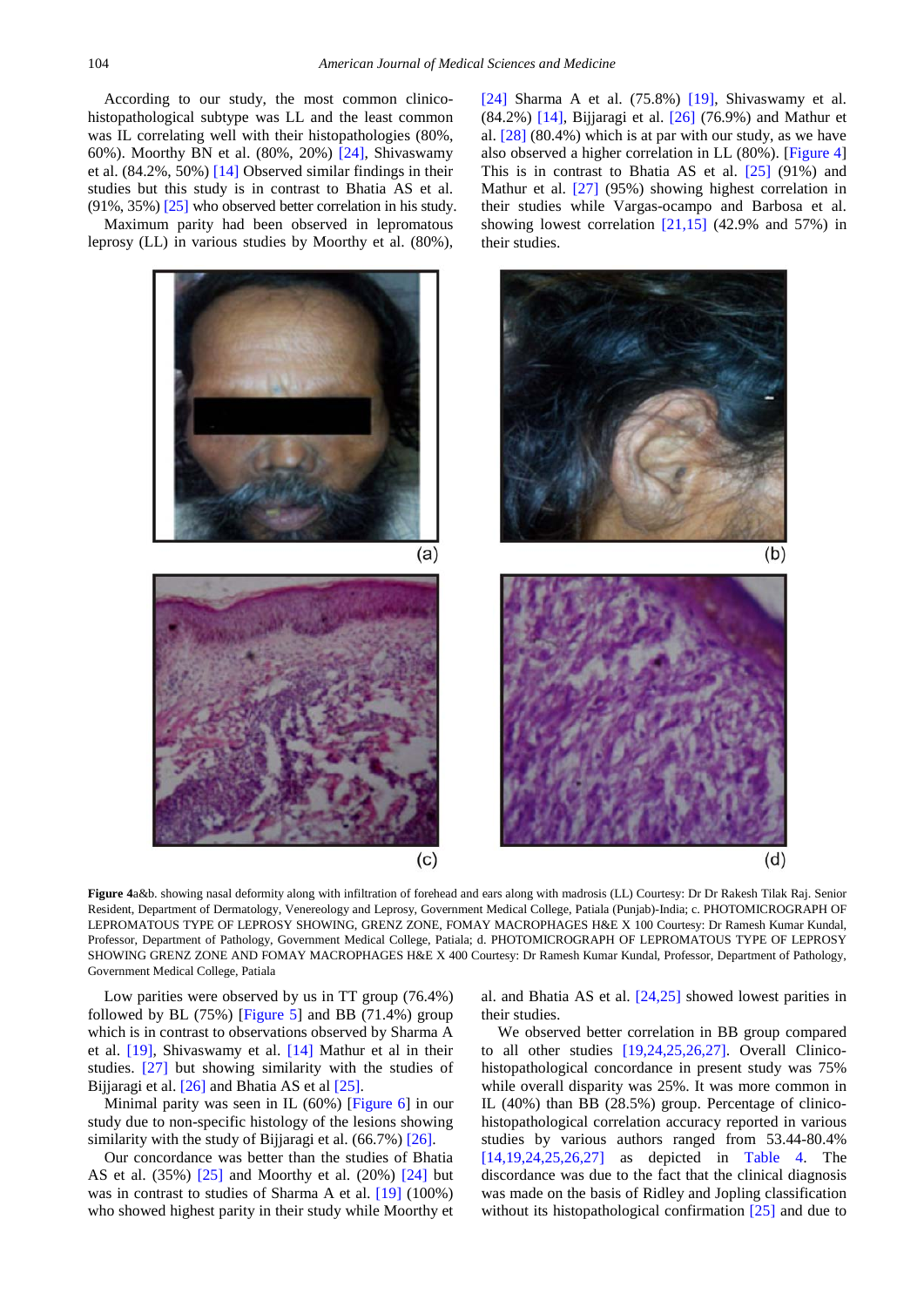According to our study, the most common clinico-histopathological subtype was LL and the least common was IL correlating well with their histopathologies (80%, 60%). Moorthy BN et al. (80%, 20%) [24], Shivaswamy et al. (84.2%, 50%) [14] Observed similar findings in their studies but this study is in contrast to Bhatia AS et al. (91%, 35%) [25] who observed better correlation in his study.

Maximum parity had been observed in lepromatous leprosy (LL) in various studies by Moorthy et al. (80%), [24] Sharma A et al. (75.8%) [19], Shivaswamy et al. (84.2%) [14], Bijjaragi et al. [26] (76.9%) and Mathur et al. [28] (80.4%) which is at par with our study, as we have also observed a higher correlation in LL (80%). [Figure 4] This is in contrast to Bhatia AS et al. [25] (91%) and Mathur et al. [27] (95%) showing highest correlation in their studies while Vargas-ocampo and Barbosa et al. showing lowest correlation [21,15] (42.9% and 57%) in their studies.

**Figure 4**a&b. showing nasal deformity along with infiltration of forehead and ears along with madrosis (LL) Courtesy: Dr Dr Rakesh Tilak Raj. Senior Resident, Department of Dermatology, Venereology and Leprosy, Government Medical College, Patiala (Punjab)-India; c. PHOTOMICROGRAPH OF LEPROMATOUS TYPE OF LEPROSY SHOWING, GRENZ ZONE, FOMAY MACROPHAGES H&E X 100 Courtesy: Dr Ramesh Kumar Kundal, Professor, Department of Pathology, Government Medical College, Patiala; d. PHOTOMICROGRAPH OF LEPROMATOUS TYPE OF LEPROSY SHOWING GRENZ ZONE AND FOMAY MACROPHAGES H&E X 400 Courtesy: Dr Ramesh Kumar Kundal, Professor, Department of Pathology, Government Medical College, Patiala

Low parities were observed by us in TT group (76.4%) followed by BL (75%) [Figure 5] and BB (71.4%) group which is in contrast to observations observed by Sharma A et al. [19], Shivaswamy et al. [14] Mathur et al in their studies. [27] but showing similarity with the studies of Bijjaragi et al. [26] and Bhatia AS et al [25].

Minimal parity was seen in IL (60%) [Figure 6] in our study due to non-specific histology of the lesions showing similarity with the study of Bijjaragi et al. (66.7%) [26].

Our concordance was better than the studies of Bhatia AS et al. (35%) [25] and Moorthy et al. (20%) [24] but was in contrast to studies of Sharma A et al. [19] (100%) who showed highest parity in their study while Moorthy et al. and Bhatia AS et al. [24,25] showed lowest parities in their studies.

We observed better correlation in BB group compared to all other studies [19,24,25,26,27]. Overall Clinico-histopathological concordance in present study was 75% while overall disparity was 25%. It was more common in IL (40%) than BB (28.5%) group. Percentage of clinico-histopathological correlation accuracy reported in various studies by various authors ranged from 53.44-80.4% [14,19,24,25,26,27] as depicted in Table 4. The discordance was due to the fact that the clinical diagnosis was made on the basis of Ridley and Jopling classification without its histopathological confirmation [25] and due to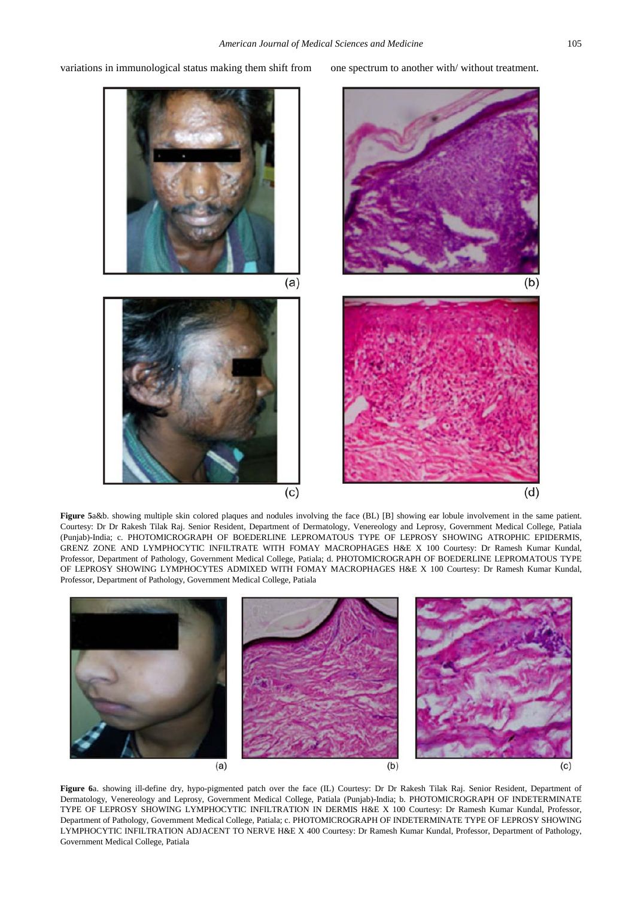variations in immunological status making them shift from one spectrum to another with/ without treatment.

**Figure 5**a&b. showing multiple skin colored plaques and nodules involving the face (BL) [B] showing ear lobule involvement in the same patient. Courtesy: Dr Dr Rakesh Tilak Raj. Senior Resident, Department of Dermatology, Venereology and Leprosy, Government Medical College, Patiala (Punjab)-India; c. PHOTOMICROGRAPH OF BOEDERLINE LEPROMATOUS TYPE OF LEPROSY SHOWING ATROPHIC EPIDERMIS, GRENZ ZONE AND LYMPHOCYTIC INFILTRATE WITH FOMAY MACROPHAGES H&E X 100 Courtesy: Dr Ramesh Kumar Kundal, Professor, Department of Pathology, Government Medical College, Patiala; d. PHOTOMICROGRAPH OF BOEDERLINE LEPROMATOUS TYPE OF LEPROSY SHOWING LYMPHOCYTES ADMIXED WITH FOMAY MACROPHAGES H&E X 100 Courtesy: Dr Ramesh Kumar Kundal, Professor, Department of Pathology, Government Medical College, Patiala

**Figure 6**a. showing ill-define dry, hypo-pigmented patch over the face (IL) Courtesy: Dr Dr Rakesh Tilak Raj. Senior Resident, Department of Dermatology, Venereology and Leprosy, Government Medical College, Patiala (Punjab)-India; b. PHOTOMICROGRAPH OF INDETERMINATE TYPE OF LEPROSY SHOWING LYMPHOCYTIC INFILTRATION IN DERMIS H&E X 100 Courtesy: Dr Ramesh Kumar Kundal, Professor, Department of Pathology, Government Medical College, Patiala; c. PHOTOMICROGRAPH OF INDETERMINATE TYPE OF LEPROSY SHOWING LYMPHOCYTIC INFILTRATION ADJACENT TO NERVE H&E X 400 Courtesy: Dr Ramesh Kumar Kundal, Professor, Department of Pathology, Government Medical College, Patiala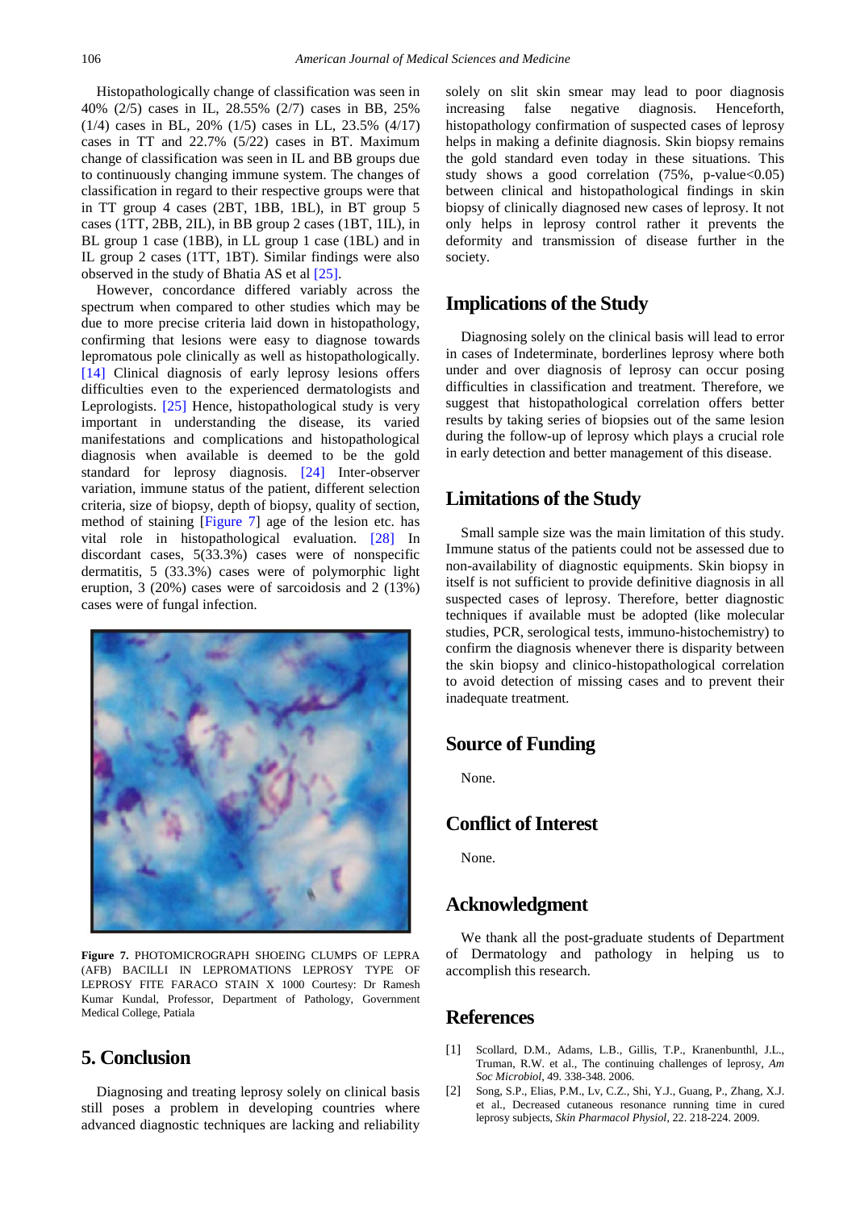Histopathologically change of classification was seen in 40% (2/5) cases in IL, 28.55% (2/7) cases in BB, 25% (1/4) cases in BL, 20% (1/5) cases in LL, 23.5% (4/17) cases in TT and 22.7% (5/22) cases in BT. Maximum change of classification was seen in IL and BB groups due to continuously changing immune system. The changes of classification in regard to their respective groups were that in TT group 4 cases (2BT, 1BB, 1BL), in BT group 5 cases (1TT, 2BB, 2IL), in BB group 2 cases (1BT, 1IL), in BL group 1 case (1BB), in LL group 1 case (1BL) and in IL group 2 cases (1TT, 1BT). Similar findings were also observed in the study of Bhatia AS et al [25].

However, concordance differed variably across the spectrum when compared to other studies which may be due to more precise criteria laid down in histopathology, confirming that lesions were easy to diagnose towards lepromatous pole clinically as well as histopathologically. [14] Clinical diagnosis of early leprosy lesions offers difficulties even to the experienced dermatologists and Leprologists. [25] Hence, histopathological study is very important in understanding the disease, its varied manifestations and complications and histopathological diagnosis when available is deemed to be the gold standard for leprosy diagnosis. [24] Inter-observer variation, immune status of the patient, different selection criteria, size of biopsy, depth of biopsy, quality of section, method of staining [Figure 7] age of the lesion etc. has vital role in histopathological evaluation. [28] In discordant cases, 5(33.3%) cases were of nonspecific dermatitis, 5 (33.3%) cases were of polymorphic light eruption, 3 (20%) cases were of sarcoidosis and 2 (13%) cases were of fungal infection.

**Figure 7.** PHOTOMICROGRAPH SHOEING CLUMPS OF LEPRA (AFB) BACILLI IN LEPROMATIONS LEPROSY TYPE OF LEPROSY FITE FARACO STAIN X 1000 Courtesy: Dr Ramesh Kumar Kundal, Professor, Department of Pathology, Government Medical College, Patiala

## 5. Conclusion

Diagnosing and treating leprosy solely on clinical basis still poses a problem in developing countries where advanced diagnostic techniques are lacking and reliability solely on slit skin smear may lead to poor diagnosis increasing false negative diagnosis. Henceforth, histopathology confirmation of suspected cases of leprosy helps in making a definite diagnosis. Skin biopsy remains the gold standard even today in these situations. This study shows a good correlation (75%, p-value<0.05) between clinical and histopathological findings in skin biopsy of clinically diagnosed new cases of leprosy. It not only helps in leprosy control rather it prevents the deformity and transmission of disease further in the society.

## Implications of the Study

Diagnosing solely on the clinical basis will lead to error in cases of Indeterminate, borderlines leprosy where both under and over diagnosis of leprosy can occur posing difficulties in classification and treatment. Therefore, we suggest that histopathological correlation offers better results by taking series of biopsies out of the same lesion during the follow-up of leprosy which plays a crucial role in early detection and better management of this disease.

## Limitations of the Study

Small sample size was the main limitation of this study. Immune status of the patients could not be assessed due to non-availability of diagnostic equipments. Skin biopsy in itself is not sufficient to provide definitive diagnosis in all suspected cases of leprosy. Therefore, better diagnostic techniques if available must be adopted (like molecular studies, PCR, serological tests, immuno-histochemistry) to confirm the diagnosis whenever there is disparity between the skin biopsy and clinico-histopathological correlation to avoid detection of missing cases and to prevent their inadequate treatment.

## Source of Funding

None.

## Conflict of Interest

None.

## Acknowledgment

We thank all the post-graduate students of Department of Dermatology and pathology in helping us to accomplish this research.

## References

[1] Scollard, D.M., Adams, L.B., Gillis, T.P., Kranenbunthl, J.L., Truman, R.W. et al., The continuing challenges of leprosy, *Am Soc Microbiol*, 49. 338-348. 2006.

[2] Song, S.P., Elias, P.M., Lv, C.Z., Shi, Y.J., Guang, P., Zhang, X.J. et al., Decreased cutaneous resonance running time in cured leprosy subjects, *Skin Pharmacol Physiol*, 22. 218-224. 2009.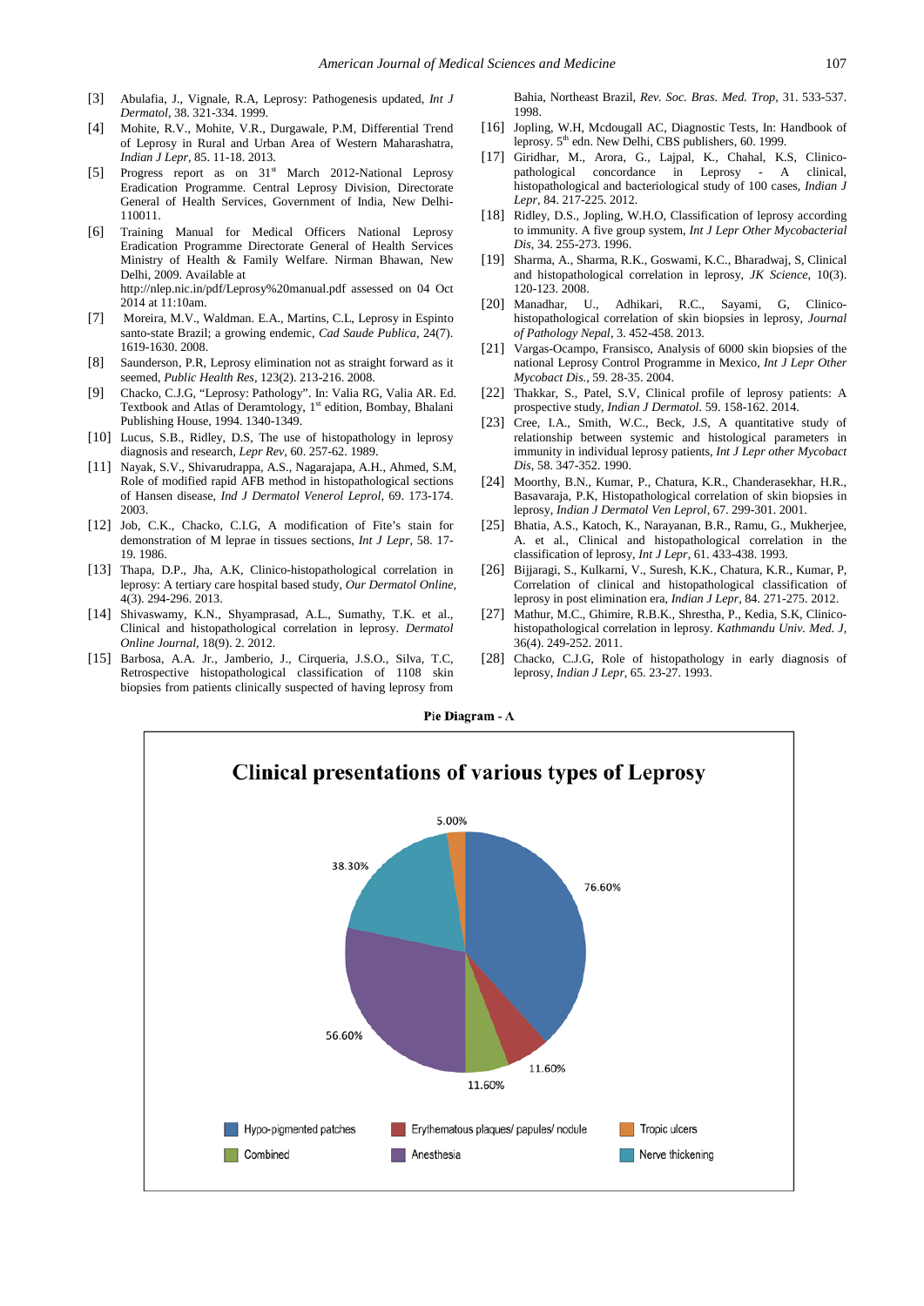[3] Abulafia, J., Vignale, R.A, Leprosy: Pathogenesis updated, *Int J Dermatol*, 38. 321-334. 1999.

[4] Mohite, R.V., Mohite, V.R., Durgawale, P.M, Differential Trend of Leprosy in Rural and Urban Area of Western Maharashatra, *Indian J Lepr*, 85. 11-18. 2013.

[5] Progress report as on 31st March 2012-National Leprosy Eradication Programme. Central Leprosy Division, Directorate General of Health Services, Government of India, New Delhi-110011.

[6] Training Manual for Medical Officers National Leprosy Eradication Programme Directorate General of Health Services Ministry of Health & Family Welfare. Nirman Bhawan, New Delhi, 2009. Available at http://nlep.nic.in/pdf/Leprosy%20manual.pdf assessed on 04 Oct 2014 at 11:10am.

[7] Moreira, M.V., Waldman. E.A., Martins, C.L, Leprosy in Espinto santo-state Brazil; a growing endemic, *Cad Saude Publica*, 24(7). 1619-1630. 2008.

[8] Saunderson, P.R, Leprosy elimination not as straight forward as it seemed, *Public Health Res*, 123(2). 213-216. 2008.

[9] Chacko, C.J.G, "Leprosy: Pathology". In: Valia RG, Valia AR. Ed. Textbook and Atlas of Deramtology, 1st edition, Bombay, Bhalani Publishing House, 1994. 1340-1349.

[10] Lucus, S.B., Ridley, D.S, The use of histopathology in leprosy diagnosis and research, *Lepr Rev*, 60. 257-62. 1989.

[11] Nayak, S.V., Shivarudrappa, A.S., Nagarajapa, A.H., Ahmed, S.M, Role of modified rapid AFB method in histopathological sections of Hansen disease, *Ind J Dermatol Venerol Leprol*, 69. 173-174. 2003.

[12] Job, C.K., Chacko, C.I.G, A modification of Fite's stain for demonstration of M leprae in tissues sections, *Int J Lepr*, 58. 17-19. 1986.

[13] Thapa, D.P., Jha, A.K, Clinico-histopathological correlation in leprosy: A tertiary care hospital based study, *Our Dermatol Online*, 4(3). 294-296. 2013.

[14] Shivaswamy, K.N., Shyamprasad, A.L., Sumathy, T.K. et al., Clinical and histopathological correlation in leprosy. *Dermatol Online Journal*, 18(9). 2. 2012.

[15] Barbosa, A.A. Jr., Jamberio, J., Cirqueria, J.S.O., Silva, T.C, Retrospective histopathological classification of 1108 skin biopsies from patients clinically suspected of having leprosy from Bahia, Northeast Brazil, *Rev. Soc. Bras. Med. Trop*, 31. 533-537. 1998.

[16] Jopling, W.H, Mcdougall AC, Diagnostic Tests, In: Handbook of leprosy. 5th edn. New Delhi, CBS publishers, 60. 1999.

[17] Giridhar, M., Arora, G., Lajpal, K., Chahal, K.S, Clinico-pathological concordance in Leprosy - A clinical, histopathological and bacteriological study of 100 cases, *Indian J Lepr*, 84. 217-225. 2012.

[18] Ridley, D.S., Jopling, W.H.O, Classification of leprosy according to immunity. A five group system, *Int J Lepr Other Mycobacterial Dis*, 34. 255-273. 1996.

[19] Sharma, A., Sharma, R.K., Goswami, K.C., Bharadwaj, S, Clinical and histopathological correlation in leprosy, *JK Science*, 10(3). 120-123. 2008.

[20] Manadhar, U., Adhikari, R.C., Sayami, G, Clinico-histopathological correlation of skin biopsies in leprosy, *Journal of Pathology Nepal*, 3. 452-458. 2013.

[21] Vargas-Ocampo, Fransisco, Analysis of 6000 skin biopsies of the national Leprosy Control Programme in Mexico, *Int J Lepr Other Mycobact Dis.*, 59. 28-35. 2004.

[22] Thakkar, S., Patel, S.V, Clinical profile of leprosy patients: A prospective study, *Indian J Dermatol.* 59. 158-162. 2014.

[23] Cree, I.A., Smith, W.C., Beck, J.S, A quantitative study of relationship between systemic and histological parameters in immunity in individual leprosy patients, *Int J Lepr other Mycobact Dis*, 58. 347-352. 1990.

[24] Moorthy, B.N., Kumar, P., Chatura, K.R., Chanderasekhar, H.R., Basavaraja, P.K, Histopathological correlation of skin biopsies in leprosy, *Indian J Dermatol Ven Leprol*, 67. 299-301. 2001.

[25] Bhatia, A.S., Katoch, K., Narayanan, B.R., Ramu, G., Mukherjee, A. et al., Clinical and histopathological correlation in the classification of leprosy, *Int J Lepr*, 61. 433-438. 1993.

[26] Bijjaragi, S., Kulkarni, V., Suresh, K.K., Chatura, K.R., Kumar, P, Correlation of clinical and histopathological classification of leprosy in post elimination era, *Indian J Lepr*, 84. 271-275. 2012.

[27] Mathur, M.C., Ghimire, R.B.K., Shrestha, P., Kedia, S.K, Clinico-histopathological correlation in leprosy. *Kathmandu Univ. Med. J*, 36(4). 249-252. 2011.

[28] Chacko, C.J.G, Role of histopathology in early diagnosis of leprosy, *Indian J Lepr*, 65. 23-27. 1993.

**Pie Diagram - A**

**Clinical presentations of various types of Leprosy**

| Clinical presentation | Percentage |
|---|---|
| Hypo-pigmented patches | 76.60% |
| Erythematous plaques/ papules/ nodule | 11.60% |
| Combined | 11.60% |
| Anesthesia | 56.60% |
| Nerve thickening | 38.30% |
| Tropic ulcers | 5.00% |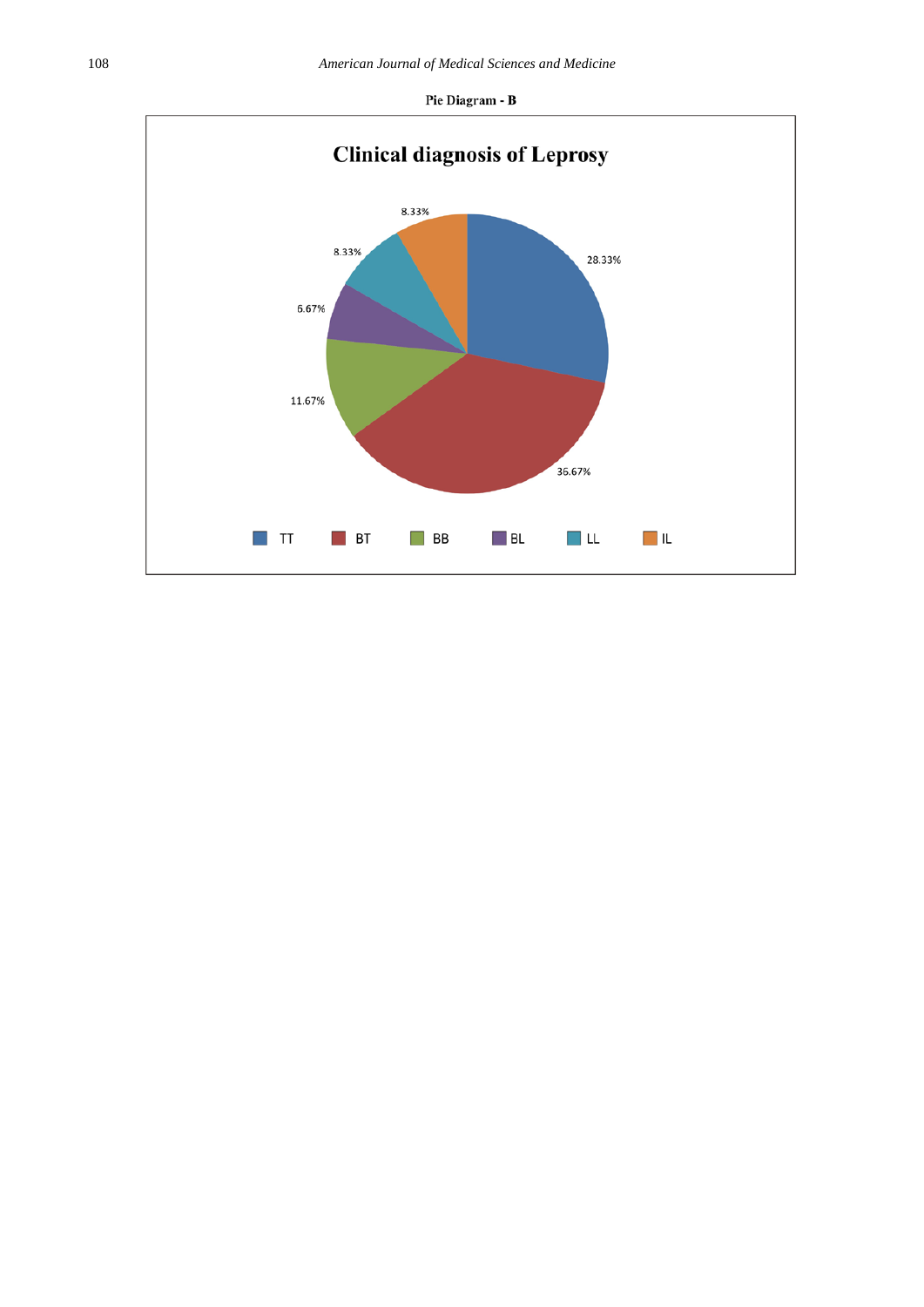**Pie Diagram - B**

Clinical diagnosis of Leprosy

8.33%

28.33%

8.33%

6.67%

11.67%

36.67%

TT BT BB BL LL IL